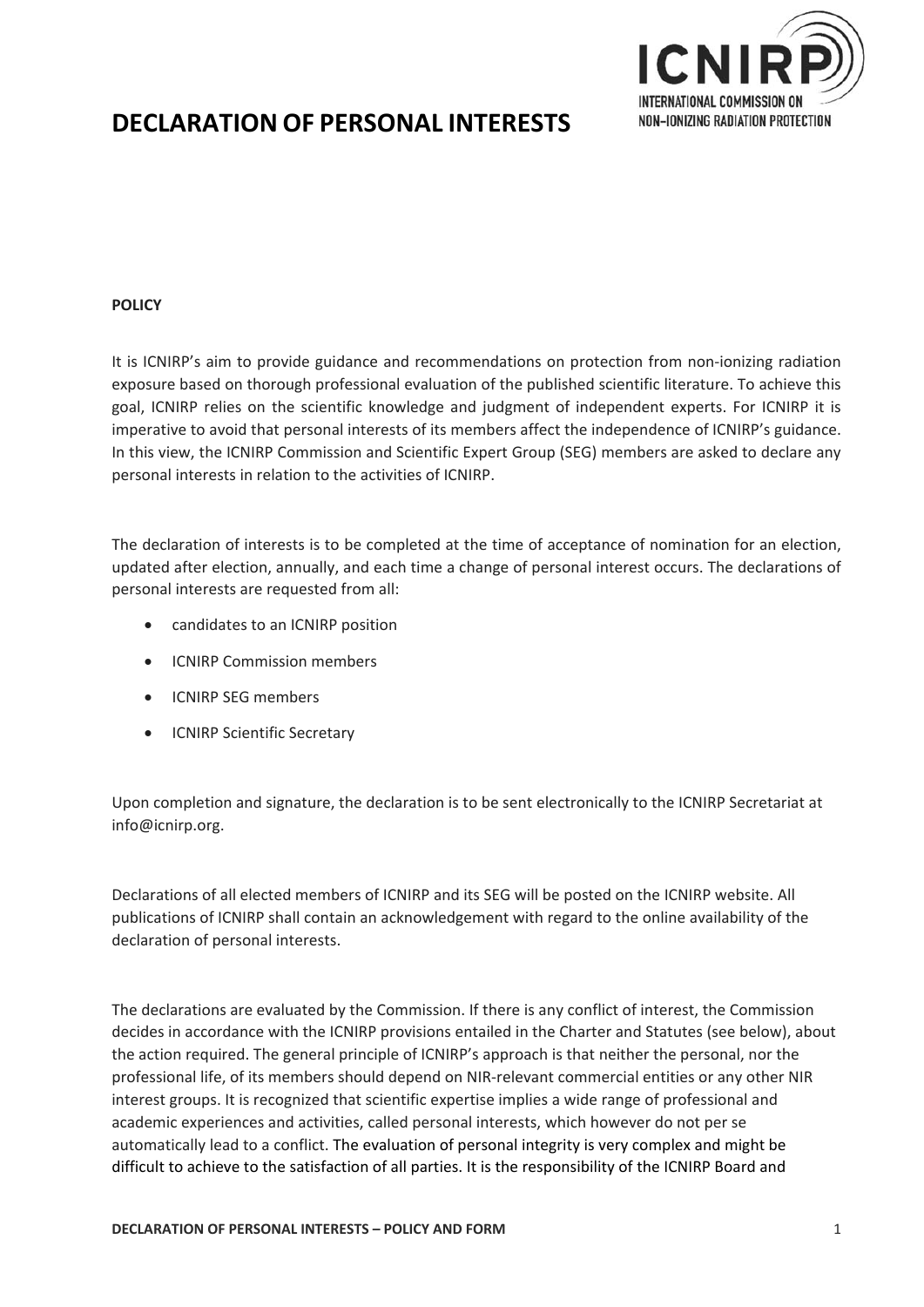# DECLARATION OF PERSONAL INTERESTS

**POLICY**

It is ICNIRP's aim to provide guidance and recommendations on protection from non-ionizing radiation exposure based on thorough professional evaluation of the published scientific literature. To achieve this goal, ICNIRP relies on the scientific knowledge and judgment of independent experts. For ICNIRP it is imperative to avoid that personal interests of its members affect the independence of ICNIRP's guidance. In this view, the ICNIRP Commission and Scientific Expert Group (SEG) members are asked to declare any personal interests in relation to the activities of ICNIRP.

The declaration of interests is to be completed at the time of acceptance of nomination for an election, updated after election, annually, and each time a change of personal interest occurs. The declarations of personal interests are requested from all:

- candidates to an ICNIRP position
- ICNIRP Commission members
- ICNIRP SEG members
- ICNIRP Scientific Secretary

Upon completion and signature, the declaration is to be sent electronically to the ICNIRP Secretariat at info@icnirp.org.

Declarations of all elected members of ICNIRP and its SEG will be posted on the ICNIRP website. All publications of ICNIRP shall contain an acknowledgement with regard to the online availability of the declaration of personal interests.

The declarations are evaluated by the Commission. If there is any conflict of interest, the Commission decides in accordance with the ICNIRP provisions entailed in the Charter and Statutes (see below), about the action required. The general principle of ICNIRP's approach is that neither the personal, nor the professional life, of its members should depend on NIR-relevant commercial entities or any other NIR interest groups. It is recognized that scientific expertise implies a wide range of professional and academic experiences and activities, called personal interests, which however do not per se automatically lead to a conflict. The evaluation of personal integrity is very complex and might be difficult to achieve to the satisfaction of all parties. It is the responsibility of the ICNIRP Board and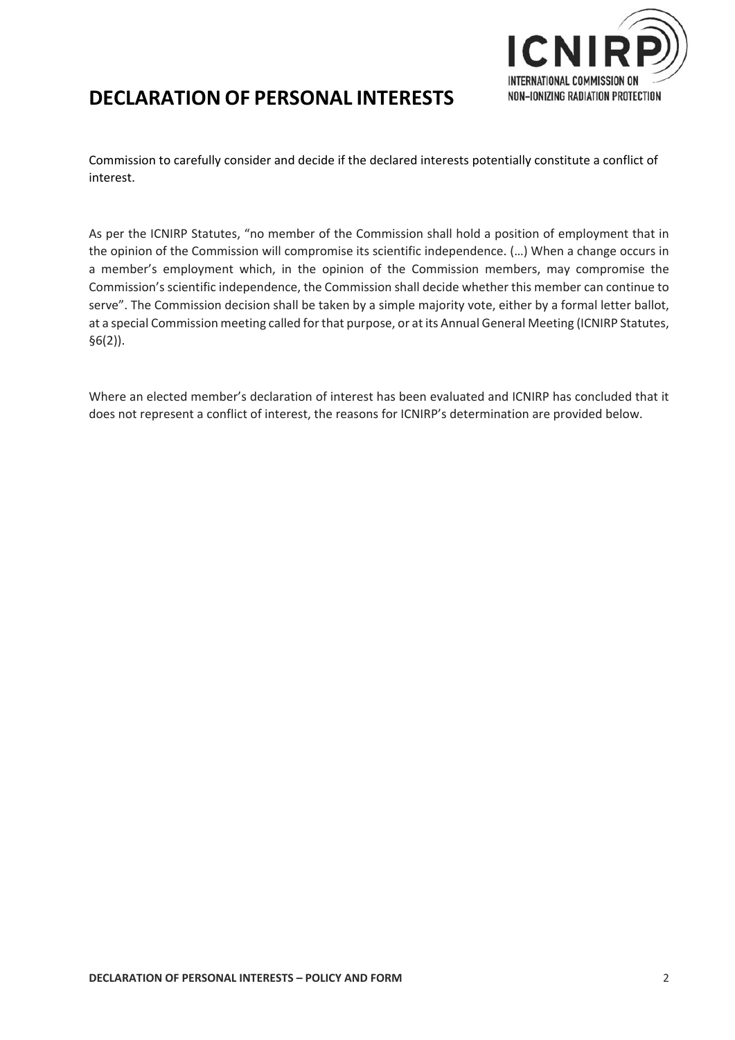# DECLARATION OF PERSONAL INTERESTS

Commission to carefully consider and decide if the declared interests potentially constitute a conflict of interest.

As per the ICNIRP Statutes, "no member of the Commission shall hold a position of employment that in the opinion of the Commission will compromise its scientific independence. (…) When a change occurs in a member's employment which, in the opinion of the Commission members, may compromise the Commission's scientific independence, the Commission shall decide whether this member can continue to serve". The Commission decision shall be taken by a simple majority vote, either by a formal letter ballot, at a special Commission meeting called for that purpose, or at its Annual General Meeting (ICNIRP Statutes, §6(2)).

Where an elected member's declaration of interest has been evaluated and ICNIRP has concluded that it does not represent a conflict of interest, the reasons for ICNIRP's determination are provided below.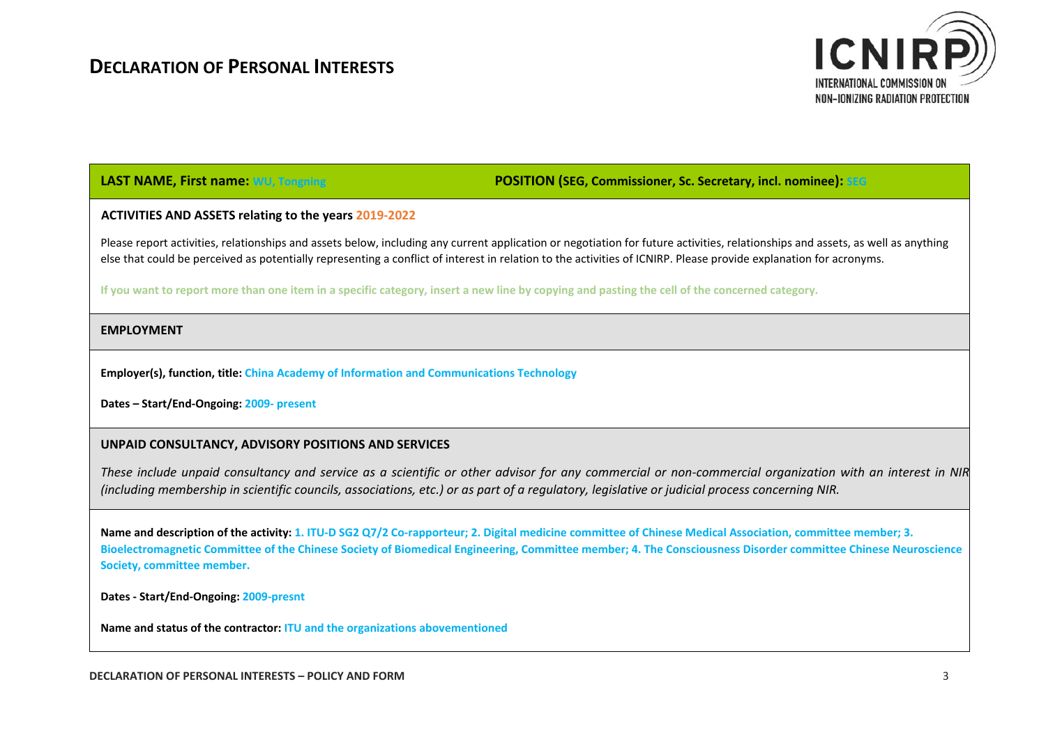# DECLARATION OF PERSONAL INTERESTS

ICNIRP — INTERNATIONAL COMMISSION ON NON-IONIZING RADIATION PROTECTION

**LAST NAME, First name:** WU, Tongning **POSITION (SEG, Commissioner, Sc. Secretary, incl. nominee):** SEG

**ACTIVITIES AND ASSETS relating to the years 2019-2022**

Please report activities, relationships and assets below, including any current application or negotiation for future activities, relationships and assets, as well as anything else that could be perceived as potentially representing a conflict of interest in relation to the activities of ICNIRP. Please provide explanation for acronyms.

**If you want to report more than one item in a specific category, insert a new line by copying and pasting the cell of the concerned category.**

## EMPLOYMENT

**Employer(s), function, title:** China Academy of Information and Communications Technology

**Dates – Start/End-Ongoing:** 2009- present

## UNPAID CONSULTANCY, ADVISORY POSITIONS AND SERVICES

*These include unpaid consultancy and service as a scientific or other advisor for any commercial or non-commercial organization with an interest in NIR (including membership in scientific councils, associations, etc.) or as part of a regulatory, legislative or judicial process concerning NIR.*

**Name and description of the activity:** 1. ITU-D SG2 Q7/2 Co-rapporteur; 2. Digital medicine committee of Chinese Medical Association, committee member; 3. Bioelectromagnetic Committee of the Chinese Society of Biomedical Engineering, Committee member; 4. The Consciousness Disorder committee Chinese Neuroscience Society, committee member.

**Dates - Start/End-Ongoing:** 2009-presnt

**Name and status of the contractor:** ITU and the organizations abovementioned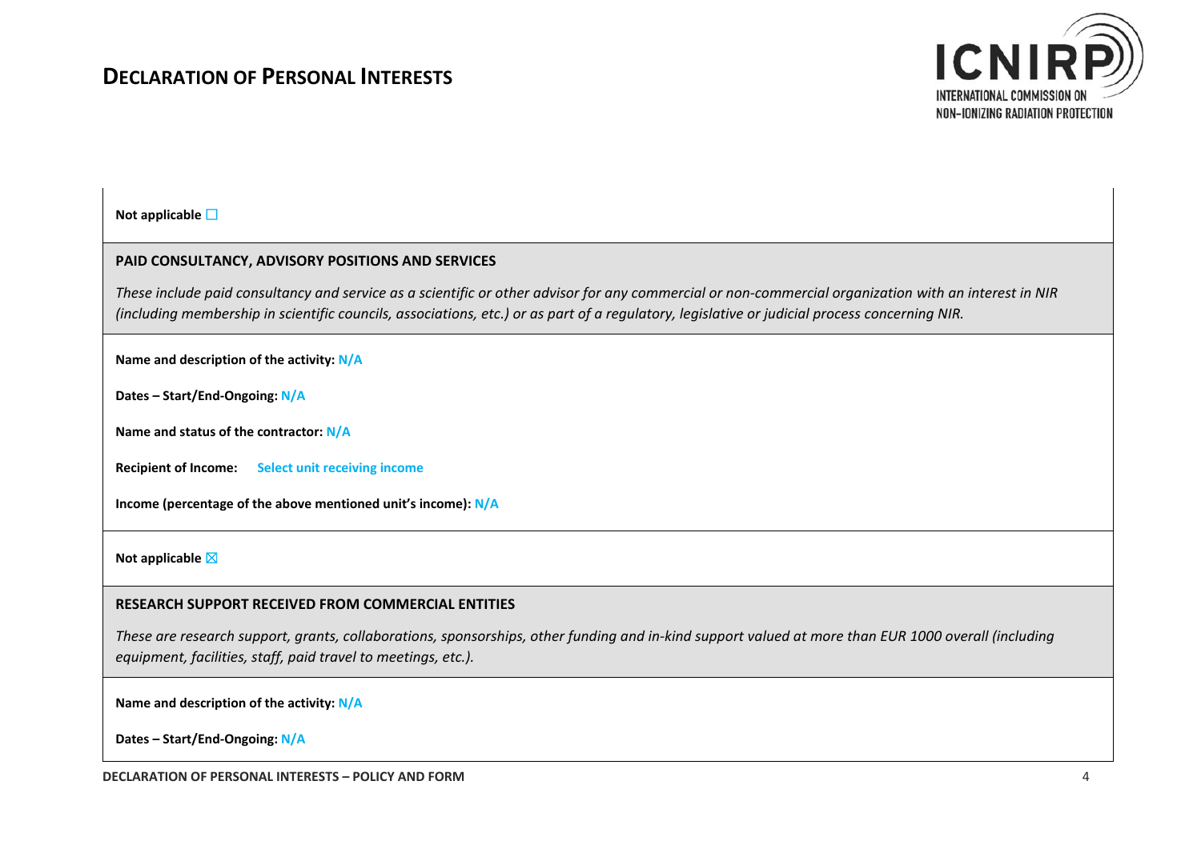**Not applicable** ☐

**PAID CONSULTANCY, ADVISORY POSITIONS AND SERVICES**

*These include paid consultancy and service as a scientific or other advisor for any commercial or non-commercial organization with an interest in NIR (including membership in scientific councils, associations, etc.) or as part of a regulatory, legislative or judicial process concerning NIR.*

**Name and description of the activity:** N/A

**Dates – Start/End-Ongoing:** N/A

**Name and status of the contractor:** N/A

**Recipient of Income:** Select unit receiving income

**Income (percentage of the above mentioned unit's income):** N/A

**Not applicable** ☒

**RESEARCH SUPPORT RECEIVED FROM COMMERCIAL ENTITIES**

*These are research support, grants, collaborations, sponsorships, other funding and in-kind support valued at more than EUR 1000 overall (including equipment, facilities, staff, paid travel to meetings, etc.).*

**Name and description of the activity:** N/A

**Dates – Start/End-Ongoing:** N/A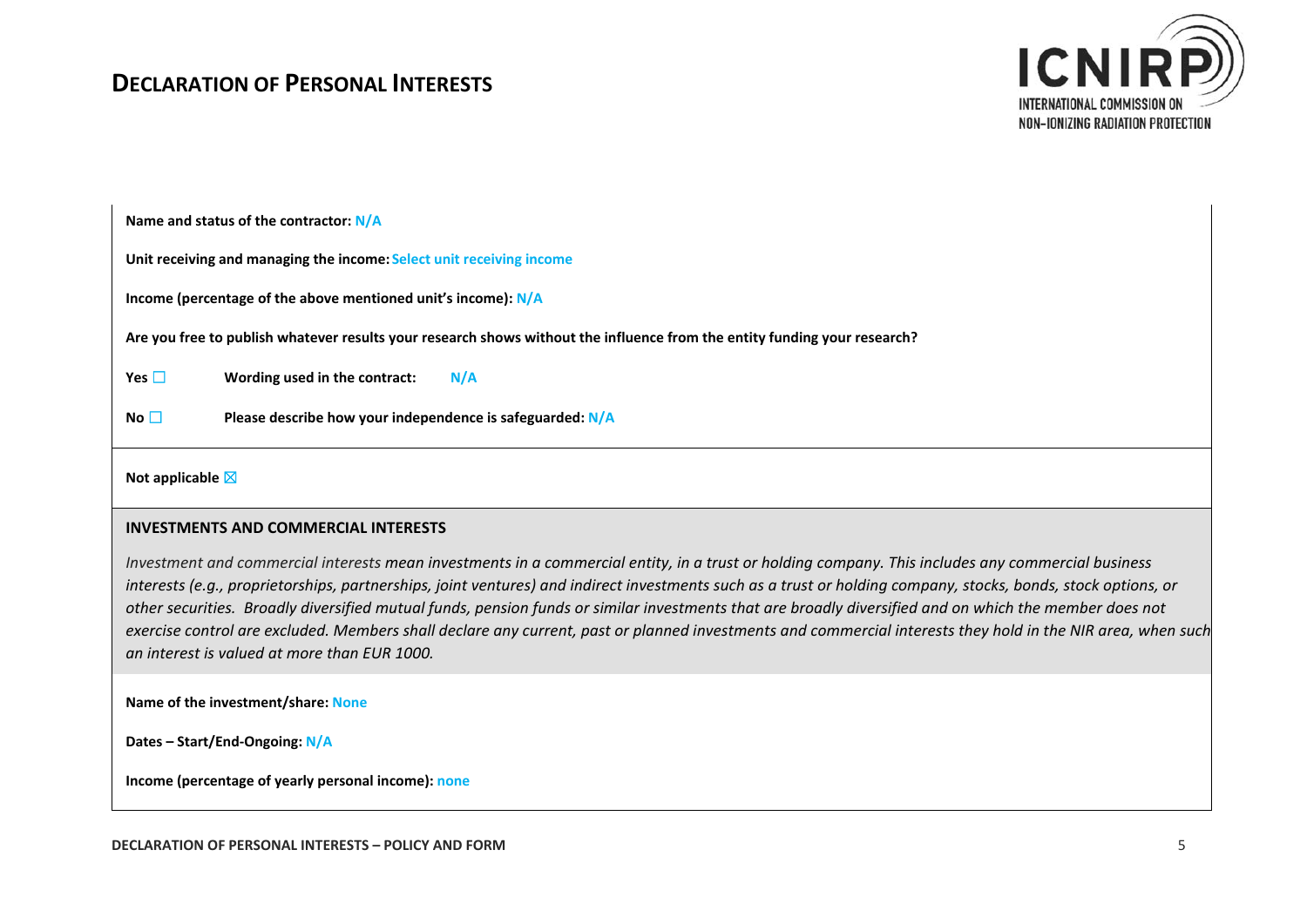**Name and status of the contractor:** N/A

**Unit receiving and managing the income:** Select unit receiving income

**Income (percentage of the above mentioned unit's income):** N/A

**Are you free to publish whatever results your research shows without the influence from the entity funding your research?**

**Yes** ☐ **Wording used in the contract:** N/A

**No** ☐ **Please describe how your independence is safeguarded:** N/A

**Not applicable** ☒

**INVESTMENTS AND COMMERCIAL INTERESTS**

*Investment and commercial interests mean investments in a commercial entity, in a trust or holding company. This includes any commercial business interests (e.g., proprietorships, partnerships, joint ventures) and indirect investments such as a trust or holding company, stocks, bonds, stock options, or other securities. Broadly diversified mutual funds, pension funds or similar investments that are broadly diversified and on which the member does not exercise control are excluded. Members shall declare any current, past or planned investments and commercial interests they hold in the NIR area, when such an interest is valued at more than EUR 1000.*

**Name of the investment/share:** None

**Dates – Start/End-Ongoing:** N/A

**Income (percentage of yearly personal income):** none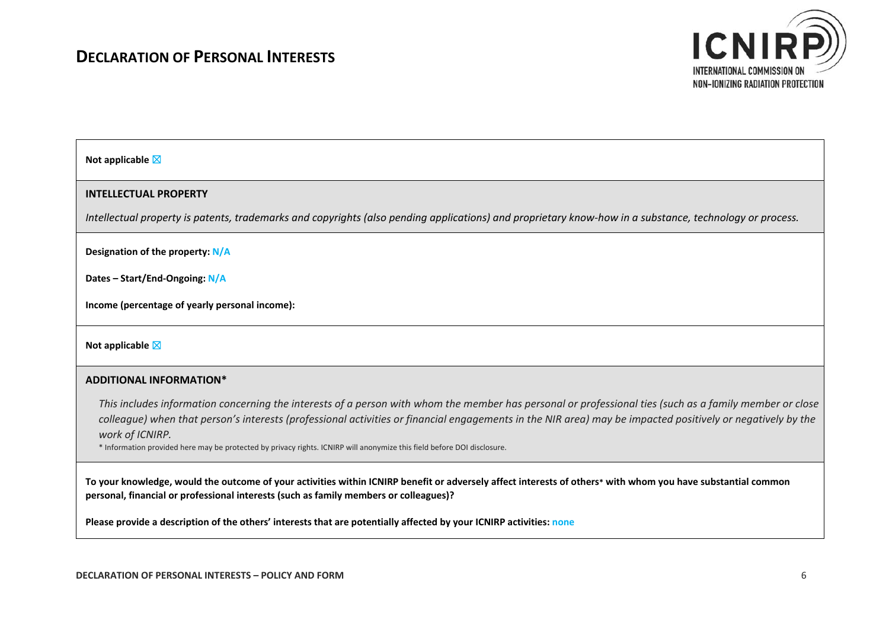**Not applicable** ☒

**INTELLECTUAL PROPERTY**

*Intellectual property is patents, trademarks and copyrights (also pending applications) and proprietary know-how in a substance, technology or process.*

**Designation of the property:** N/A

**Dates – Start/End-Ongoing:** N/A

**Income (percentage of yearly personal income):**

**Not applicable** ☒

**ADDITIONAL INFORMATION***

*This includes information concerning the interests of a person with whom the member has personal or professional ties (such as a family member or close colleague) when that person's interests (professional activities or financial engagements in the NIR area) may be impacted positively or negatively by the work of ICNIRP.*

* Information provided here may be protected by privacy rights. ICNIRP will anonymize this field before DOI disclosure.

**To your knowledge, would the outcome of your activities within ICNIRP benefit or adversely affect interests of others* with whom you have substantial common personal, financial or professional interests (such as family members or colleagues)?**

**Please provide a description of the others' interests that are potentially affected by your ICNIRP activities:** none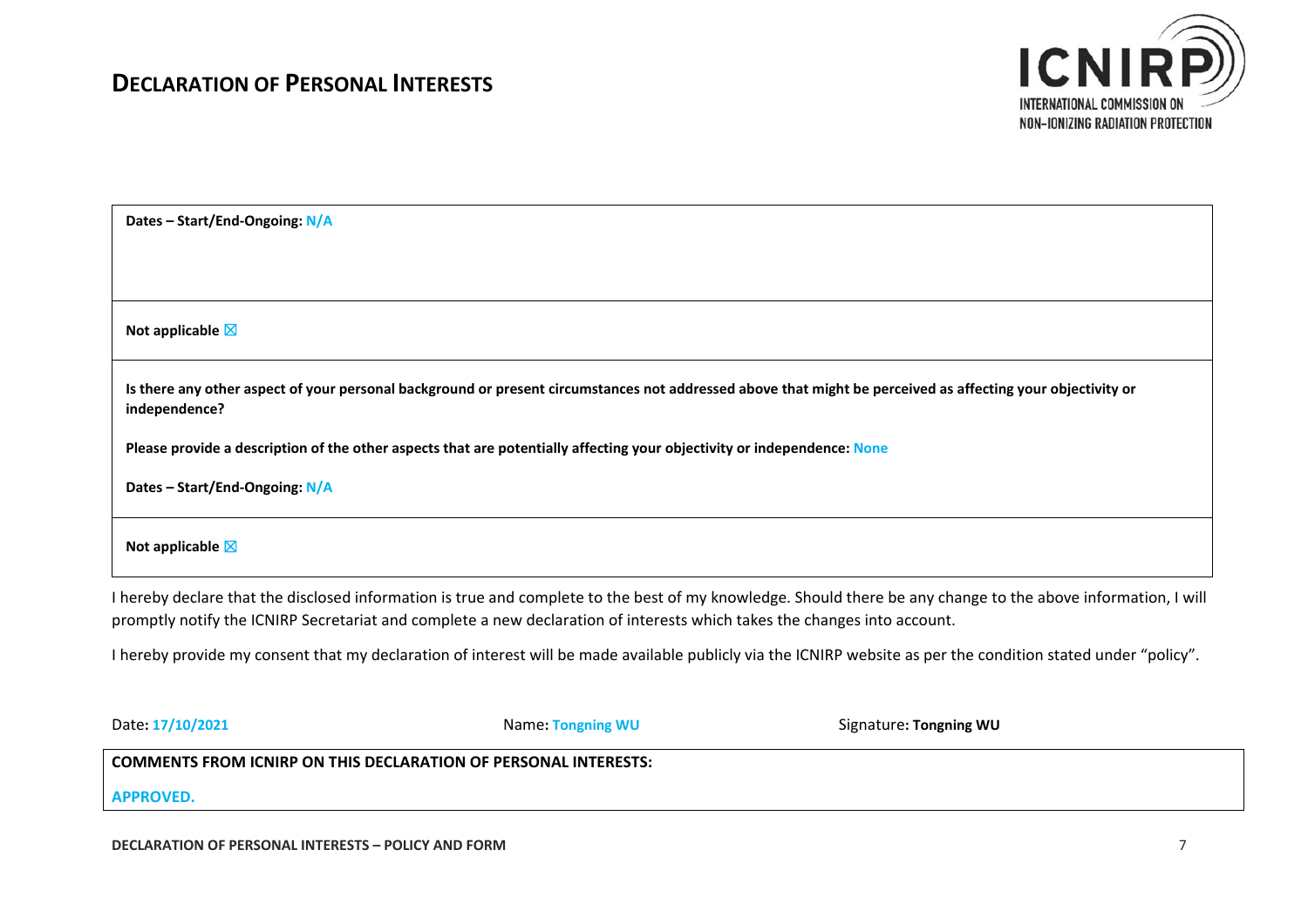# DECLARATION OF PERSONAL INTERESTS

| |
|---|
| **Dates – Start/End-Ongoing:** **N/A** |
| **Not applicable** ☒ |
| **Is there any other aspect of your personal background or present circumstances not addressed above that might be perceived as affecting your objectivity or independence?**<br><br>**Please provide a description of the other aspects that are potentially affecting your objectivity or independence:** **None**<br><br>**Dates – Start/End-Ongoing:** **N/A** |
| **Not applicable** ☒ |

I hereby declare that the disclosed information is true and complete to the best of my knowledge. Should there be any change to the above information, I will promptly notify the ICNIRP Secretariat and complete a new declaration of interests which takes the changes into account.

I hereby provide my consent that my declaration of interest will be made available publicly via the ICNIRP website as per the condition stated under "policy".

Date: **17/10/2021** Name: **Tongning WU** Signature**: Tongning WU**

**COMMENTS FROM ICNIRP ON THIS DECLARATION OF PERSONAL INTERESTS:**

**APPROVED.**